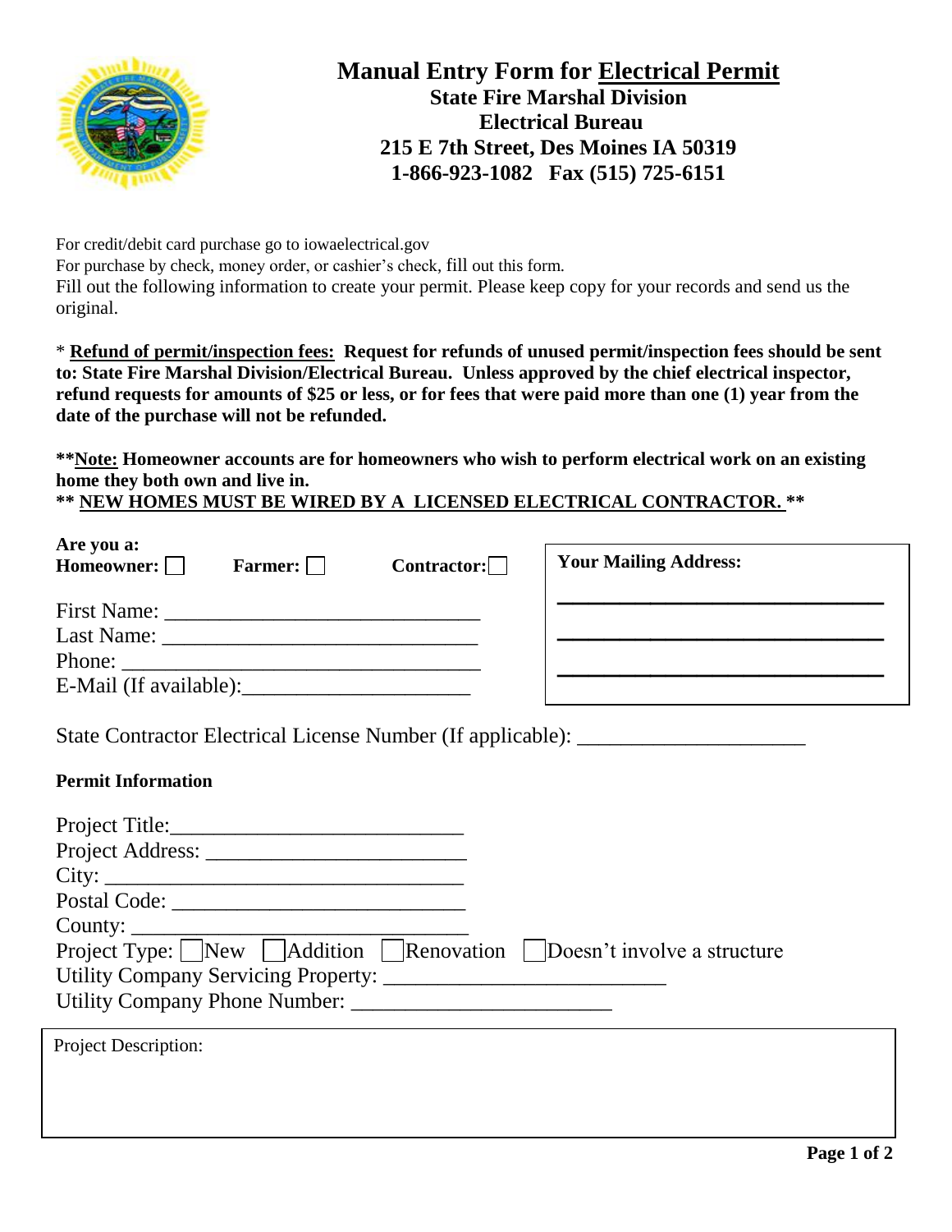# Manual Entry Form for Electrical Permit

**State Fire Marshal Division**
**Electrical Bureau**
**215 E 7th Street, Des Moines IA 50319**
**1-866-923-1082 Fax (515) 725-6151**

For credit/debit card purchase go to iowaelectrical.gov
For purchase by check, money order, or cashier's check, fill out this form.
Fill out the following information to create your permit. Please keep copy for your records and send us the original.

* **Refund of permit/inspection fees: Request for refunds of unused permit/inspection fees should be sent to: State Fire Marshal Division/Electrical Bureau. Unless approved by the chief electrical inspector, refund requests for amounts of $25 or less, or for fees that were paid more than one (1) year from the date of the purchase will not be refunded.**

**\*\*Note: Homeowner accounts are for homeowners who wish to perform electrical work on an existing home they both own and live in.**
**\*\* NEW HOMES MUST BE WIRED BY A LICENSED ELECTRICAL CONTRACTOR. \*\***

**Are you a:**
**Homeowner:** ☐ **Farmer:** ☐ **Contractor:** ☐

First Name: ______________________________
Last Name: ______________________________
Phone: ______________________________
E-Mail (If available): ______________________

**Your Mailing Address:**
______________________________
______________________________
______________________________

State Contractor Electrical License Number (If applicable): ____________________

**Permit Information**

Project Title: ___________________________
Project Address: ________________________
City: ________________________________
Postal Code: ___________________________
County: ______________________________
Project Type: ☐ New ☐ Addition ☐ Renovation ☐ Doesn't involve a structure
Utility Company Servicing Property: __________________________
Utility Company Phone Number: ________________________

Project Description: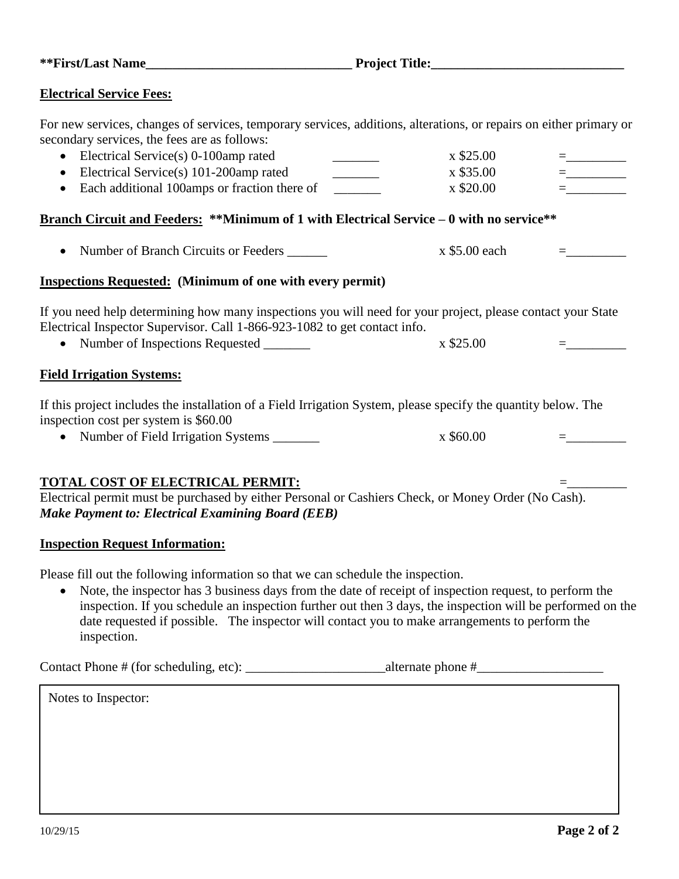**\*\*First/Last Name_______________________________ Project Title:_____________________________**

**Electrical Service Fees:**

For new services, changes of services, temporary services, additions, alterations, or repairs on either primary or secondary services, the fees are as follows:

- Electrical Service(s) 0-100amp rated _______ x $25.00 =_________
- Electrical Service(s) 101-200amp rated _______ x $35.00 =_________
- Each additional 100amps or fraction there of _______ x $20.00 =_________

**Branch Circuit and Feeders: \*\*Minimum of 1 with Electrical Service – 0 with no service\*\***

- Number of Branch Circuits or Feeders ______ x $5.00 each =_________

**Inspections Requested: (Minimum of one with every permit)**

If you need help determining how many inspections you will need for your project, please contact your State Electrical Inspector Supervisor. Call 1-866-923-1082 to get contact info.

- Number of Inspections Requested _______ x $25.00 =_________

**Field Irrigation Systems:**

If this project includes the installation of a Field Irrigation System, please specify the quantity below. The inspection cost per system is $60.00

- Number of Field Irrigation Systems _______ x $60.00 =_________

**TOTAL COST OF ELECTRICAL PERMIT:** =_________

Electrical permit must be purchased by either Personal or Cashiers Check, or Money Order (No Cash).
***Make Payment to: Electrical Examining Board (EEB)***

**Inspection Request Information:**

Please fill out the following information so that we can schedule the inspection.

- Note, the inspector has 3 business days from the date of receipt of inspection request, to perform the inspection. If you schedule an inspection further out then 3 days, the inspection will be performed on the date requested if possible. The inspector will contact you to make arrangements to perform the inspection.

Contact Phone # (for scheduling, etc): _____________________alternate phone #___________________

Notes to Inspector:

10/29/15